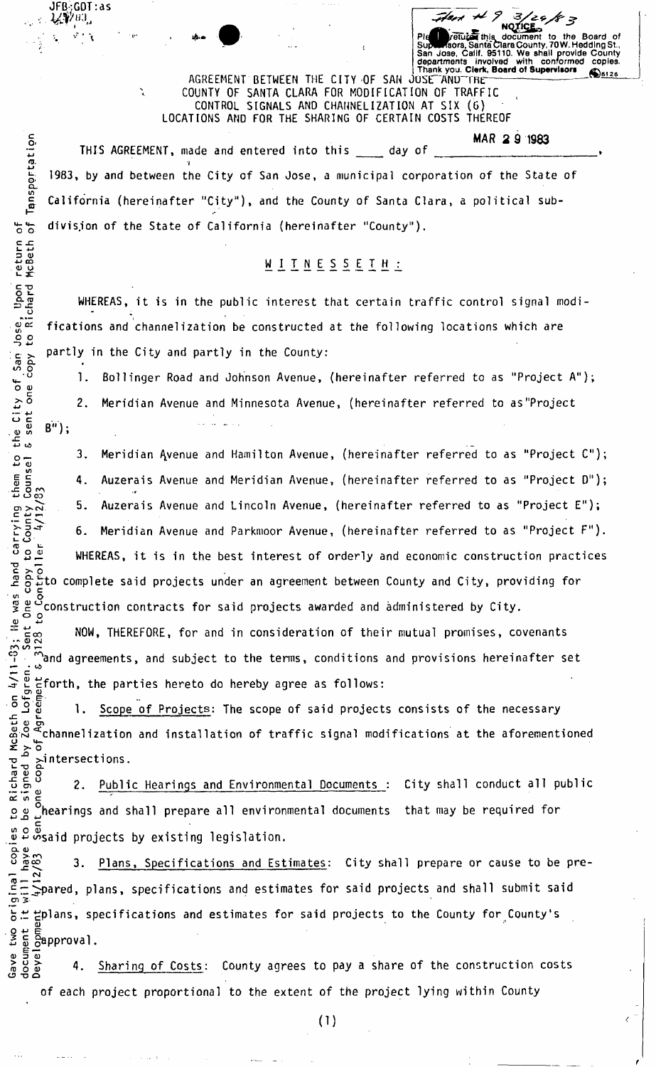JFB:GDT:as
4/7/83

Item # 9 3/29/83

NOTICE

Please return this document to the Board of Supervisors, Santa Clara County, 70 W. Hedding St., San Jose, Calif. 95110. We shall provide County departments involved with conformed copies. Thank you. Clerk, Board of Supervisors

AGREEMENT BETWEEN THE CITY OF SAN JOSE AND THE COUNTY OF SANTA CLARA FOR MODIFICATION OF TRAFFIC CONTROL SIGNALS AND CHANNELIZATION AT SIX (6) LOCATIONS AND FOR THE SHARING OF CERTAIN COSTS THEREOF

Gave two original copies to Richard McBeth on 4/11-83; He was hand carrying them to the City of San Jose. Upon return of document it will have to be signed by Zoe Lofgren. Sent One copy to County Counsel & sent one copy to Richard McBeth of Transportation Development 4/12/83 sent one copy of Agreement #3128 to Controller 4/12/83

THIS AGREEMENT, made and entered into this ____ day of MAR 29 1983, 1983, by and between the City of San Jose, a municipal corporation of the State of California (hereinafter "City"), and the County of Santa Clara, a political subdivision of the State of California (hereinafter "County").

W I T N E S S E T H :

WHEREAS, it is in the public interest that certain traffic control signal modifications and channelization be constructed at the following locations which are partly in the City and partly in the County:

1. Bollinger Road and Johnson Avenue, (hereinafter referred to as "Project A");
2. Meridian Avenue and Minnesota Avenue, (hereinafter referred to as "Project B");
3. Meridian Avenue and Hamilton Avenue, (hereinafter referred to as "Project C");
4. Auzerais Avenue and Meridian Avenue, (hereinafter referred to as "Project D");
5. Auzerais Avenue and Lincoln Avenue, (hereinafter referred to as "Project E");
6. Meridian Avenue and Parkmoor Avenue, (hereinafter referred to as "Project F").

WHEREAS, it is in the best interest of orderly and economic construction practices to complete said projects under an agreement between County and City, providing for construction contracts for said projects awarded and administered by City.

NOW, THEREFORE, for and in consideration of their mutual promises, covenants and agreements, and subject to the terms, conditions and provisions hereinafter set forth, the parties hereto do hereby agree as follows:

1. Scope of Projects: The scope of said projects consists of the necessary channelization and installation of traffic signal modifications at the aforementioned intersections.

2. Public Hearings and Environmental Documents : City shall conduct all public hearings and shall prepare all environmental documents that may be required for said projects by existing legislation.

3. Plans, Specifications and Estimates: City shall prepare or cause to be prepared, plans, specifications and estimates for said projects and shall submit said plans, specifications and estimates for said projects to the County for County's approval.

4. Sharing of Costs: County agrees to pay a share of the construction costs of each project proportional to the extent of the project lying within County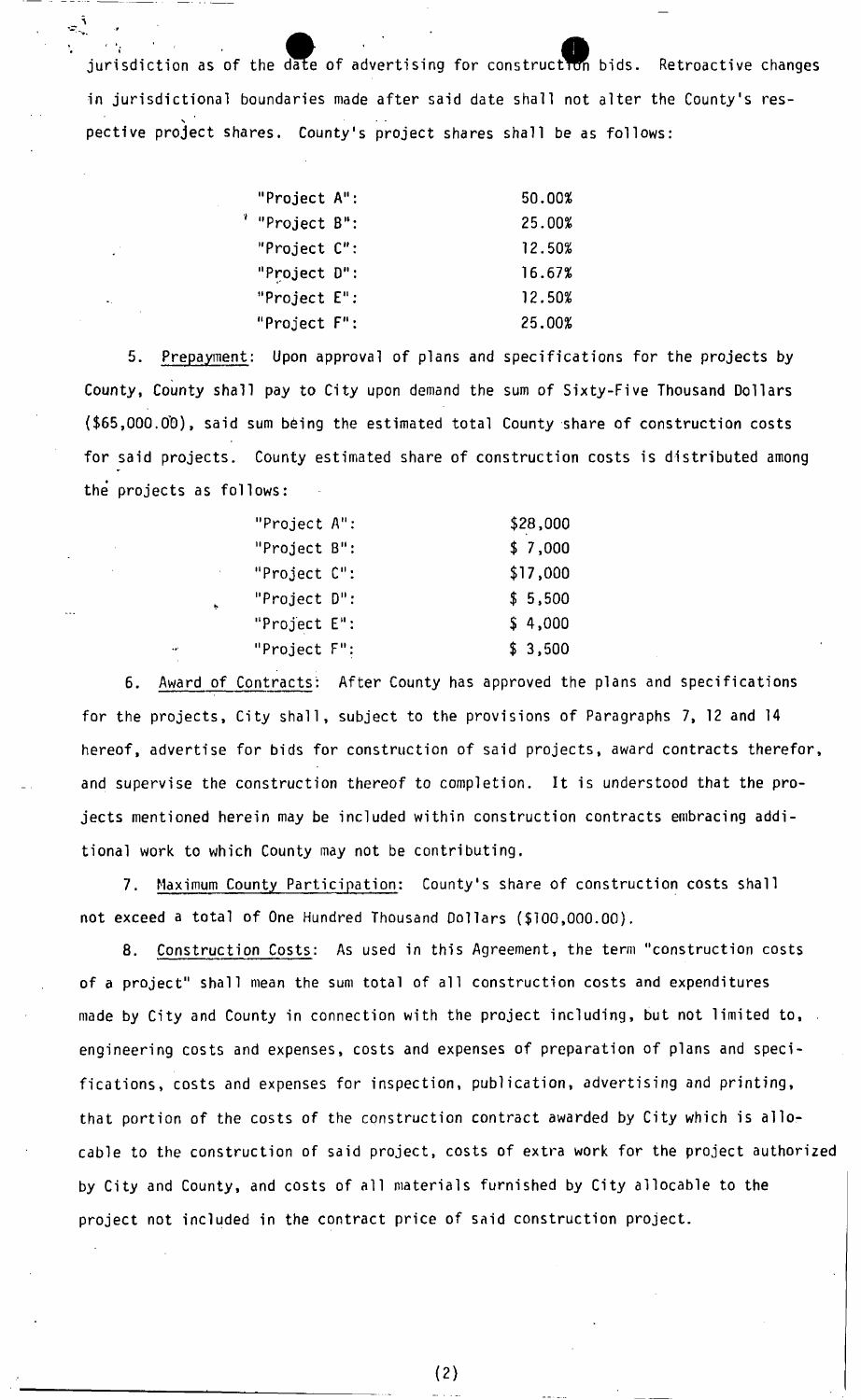jurisdiction as of the date of advertising for construction bids. Retroactive changes in jurisdictional boundaries made after said date shall not alter the County's respective project shares. County's project shares shall be as follows:

| | |
|---|---|
| "Project A": | 50.00% |
| "Project B": | 25.00% |
| "Project C": | 12.50% |
| "Project D": | 16.67% |
| "Project E": | 12.50% |
| "Project F": | 25.00% |

5. Prepayment: Upon approval of plans and specifications for the projects by County, County shall pay to City upon demand the sum of Sixty-Five Thousand Dollars ($65,000.00), said sum being the estimated total County share of construction costs for said projects. County estimated share of construction costs is distributed among the projects as follows:

| | |
|---|---|
| "Project A": | $28,000 |
| "Project B": | $ 7,000 |
| "Project C": | $17,000 |
| "Project D": | $ 5,500 |
| "Project E": | $ 4,000 |
| "Project F": | $ 3,500 |

6. Award of Contracts: After County has approved the plans and specifications for the projects, City shall, subject to the provisions of Paragraphs 7, 12 and 14 hereof, advertise for bids for construction of said projects, award contracts therefor, and supervise the construction thereof to completion. It is understood that the projects mentioned herein may be included within construction contracts embracing additional work to which County may not be contributing.

7. Maximum County Participation: County's share of construction costs shall not exceed a total of One Hundred Thousand Dollars ($100,000.00).

8. Construction Costs: As used in this Agreement, the term "construction costs of a project" shall mean the sum total of all construction costs and expenditures made by City and County in connection with the project including, but not limited to, engineering costs and expenses, costs and expenses of preparation of plans and specifications, costs and expenses for inspection, publication, advertising and printing, that portion of the costs of the construction contract awarded by City which is allocable to the construction of said project, costs of extra work for the project authorized by City and County, and costs of all materials furnished by City allocable to the project not included in the contract price of said construction project.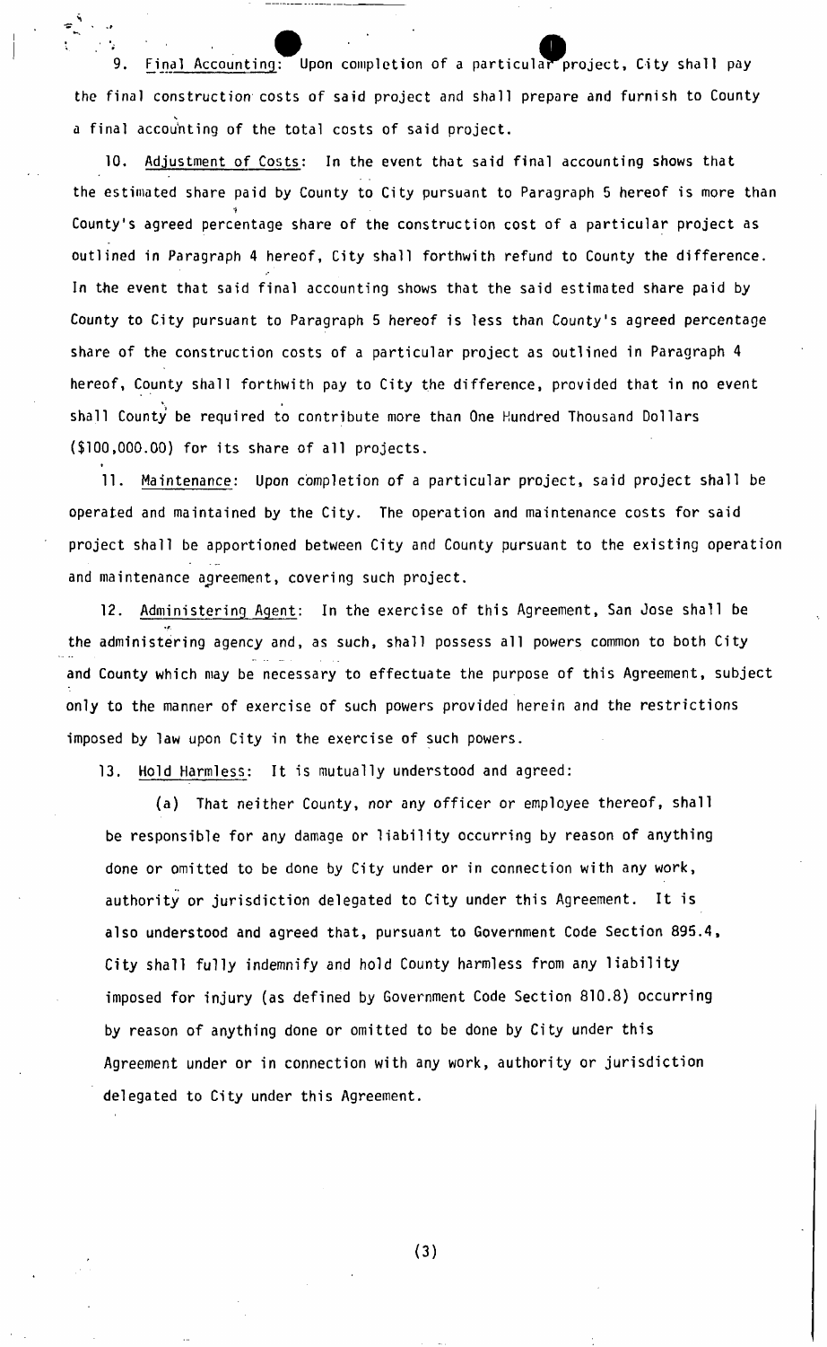9. Final Accounting: Upon completion of a particular project, City shall pay the final construction costs of said project and shall prepare and furnish to County a final accounting of the total costs of said project.

10. Adjustment of Costs: In the event that said final accounting shows that the estimated share paid by County to City pursuant to Paragraph 5 hereof is more than County's agreed percentage share of the construction cost of a particular project as outlined in Paragraph 4 hereof, City shall forthwith refund to County the difference. In the event that said final accounting shows that the said estimated share paid by County to City pursuant to Paragraph 5 hereof is less than County's agreed percentage share of the construction costs of a particular project as outlined in Paragraph 4 hereof, County shall forthwith pay to City the difference, provided that in no event shall County be required to contribute more than One Hundred Thousand Dollars ($100,000.00) for its share of all projects.

11. Maintenance: Upon completion of a particular project, said project shall be operated and maintained by the City. The operation and maintenance costs for said project shall be apportioned between City and County pursuant to the existing operation and maintenance agreement, covering such project.

12. Administering Agent: In the exercise of this Agreement, San Jose shall be the administering agency and, as such, shall possess all powers common to both City and County which may be necessary to effectuate the purpose of this Agreement, subject only to the manner of exercise of such powers provided herein and the restrictions imposed by law upon City in the exercise of such powers.

13. Hold Harmless: It is mutually understood and agreed:

(a) That neither County, nor any officer or employee thereof, shall be responsible for any damage or liability occurring by reason of anything done or omitted to be done by City under or in connection with any work, authority or jurisdiction delegated to City under this Agreement. It is also understood and agreed that, pursuant to Government Code Section 895.4, City shall fully indemnify and hold County harmless from any liability imposed for injury (as defined by Government Code Section 810.8) occurring by reason of anything done or omitted to be done by City under this Agreement under or in connection with any work, authority or jurisdiction delegated to City under this Agreement.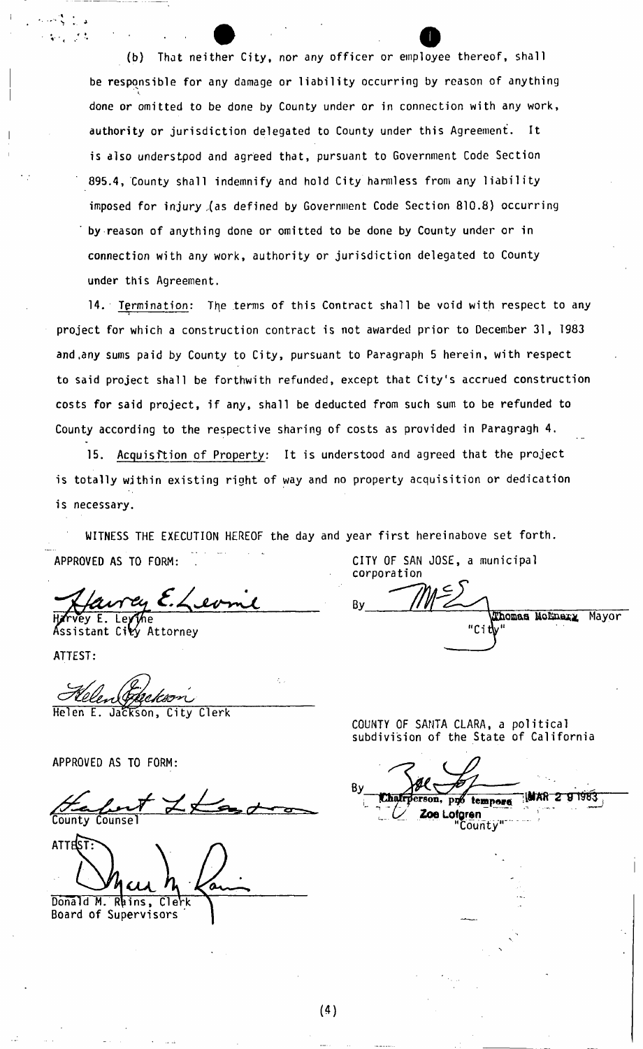(b) That neither City, nor any officer or employee thereof, shall be responsible for any damage or liability occurring by reason of anything done or omitted to be done by County under or in connection with any work, authority or jurisdiction delegated to County under this Agreement. It is also understpod and agreed that, pursuant to Government Code Section 895.4, County shall indemnify and hold City harmless from any liability imposed for injury (as defined by Government Code Section 810.8) occurring by reason of anything done or omitted to be done by County under or in connection with any work, authority or jurisdiction delegated to County under this Agreement.

14. Termination: The terms of this Contract shall be void with respect to any project for which a construction contract is not awarded prior to December 31, 1983 and any sums paid by County to City, pursuant to Paragraph 5 herein, with respect to said project shall be forthwith refunded, except that City's accrued construction costs for said project, if any, shall be deducted from such sum to be refunded to County according to the respective sharing of costs as provided in Paragragh 4.

15. Acquisition of Property: It is understood and agreed that the project is totally within existing right of way and no property acquisition or dedication is necessary.

WITNESS THE EXECUTION HEREOF the day and year first hereinabove set forth.

APPROVED AS TO FORM:

Harvey E. Levine
Assistant City Attorney

ATTEST:

Helen E. Jackson, City Clerk

CITY OF SAN JOSE, a municipal corporation

By ______________________ Thomas McEnery Mayor
"City"

APPROVED AS TO FORM:

County Counsel

ATTEST:

Donald M. Rains, Clerk
Board of Supervisors

COUNTY OF SANTA CLARA, a political subdivision of the State of California

By ______________________ Chairperson, pro tempore MAR 2 9 1983
Zoe Lofgren
"County"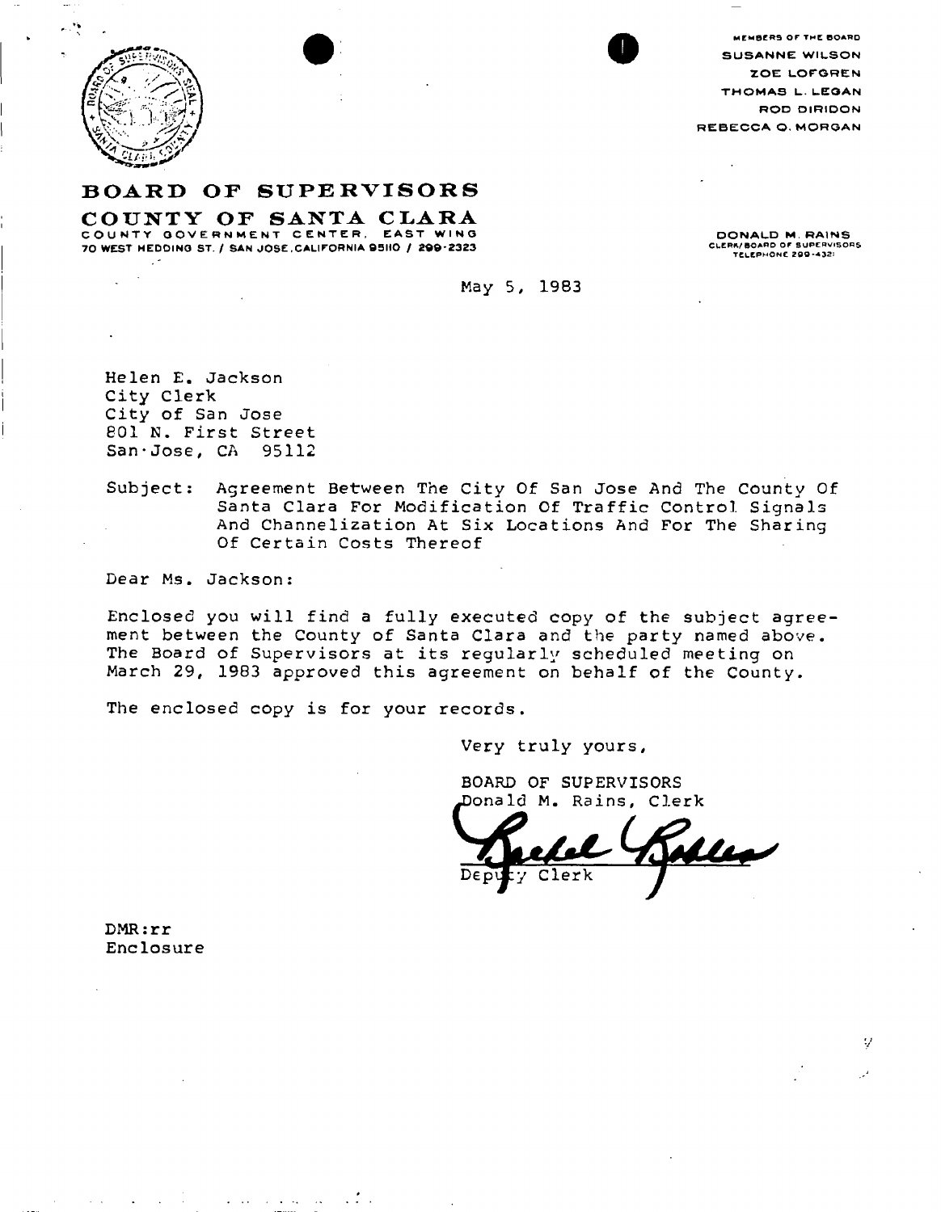MEMBERS OF THE BOARD
SUSANNE WILSON
ZOE LOFGREN
THOMAS L. LEGAN
ROD DIRIDON
REBECCA Q. MORGAN

# BOARD OF SUPERVISORS

## COUNTY OF SANTA CLARA

COUNTY GOVERNMENT CENTER, EAST WING
70 WEST HEDDING ST. / SAN JOSE, CALIFORNIA 95110 / 299-2323

DONALD M. RAINS
CLERK/BOARD OF SUPERVISORS
TELEPHONE 299-4321

May 5, 1983

Helen E. Jackson
City Clerk
City of San Jose
801 N. First Street
San Jose, CA 95112

Subject: Agreement Between The City Of San Jose And The County Of Santa Clara For Modification Of Traffic Control Signals And Channelization At Six Locations And For The Sharing Of Certain Costs Thereof

Dear Ms. Jackson:

Enclosed you will find a fully executed copy of the subject agreement between the County of Santa Clara and the party named above. The Board of Supervisors at its regularly scheduled meeting on March 29, 1983 approved this agreement on behalf of the County.

The enclosed copy is for your records.

Very truly yours,

BOARD OF SUPERVISORS
Donald M. Rains, Clerk

Deputy Clerk

DMR:rr
Enclosure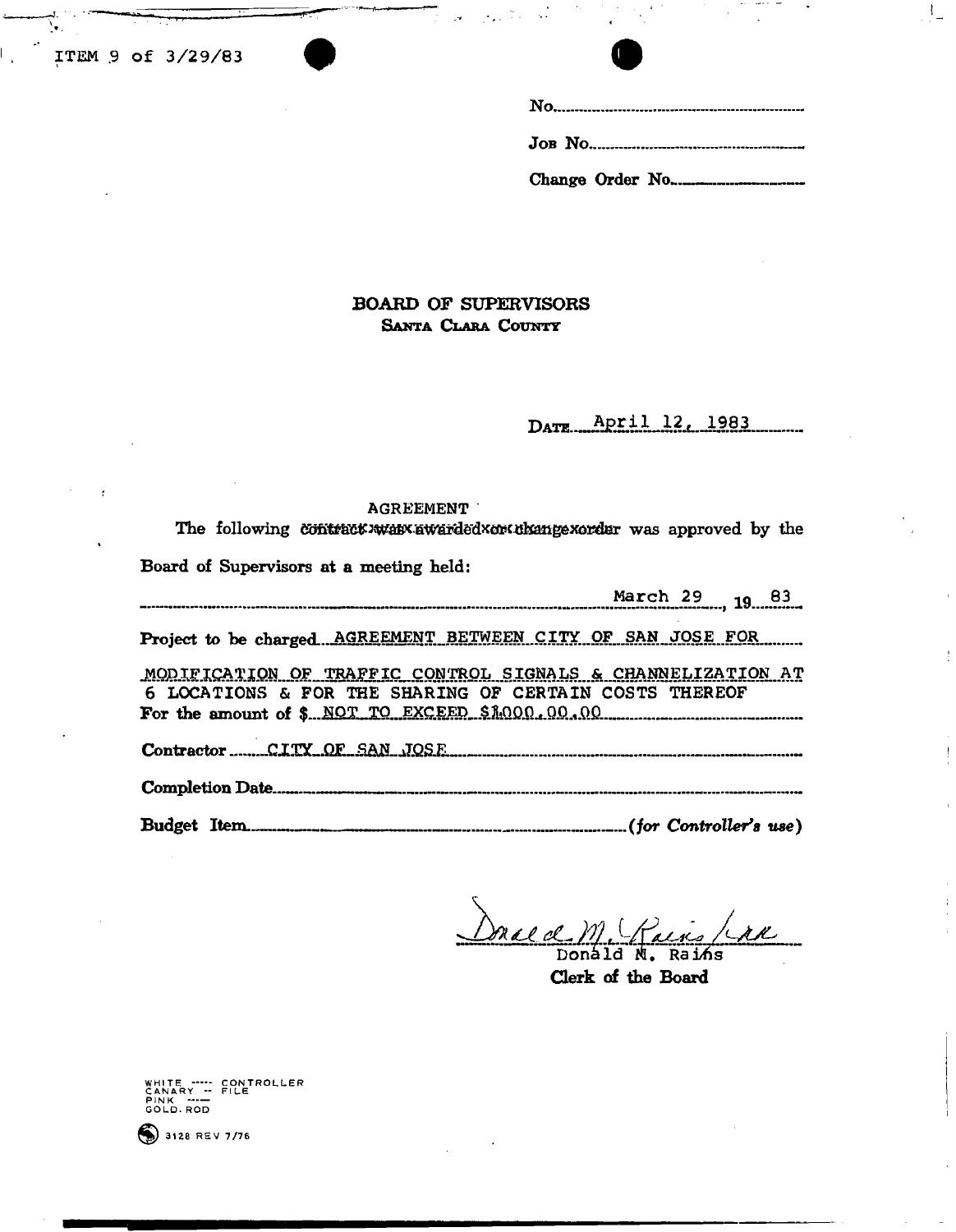ITEM 9 of 3/29/83

No.

Job No.

Change Order No.

## BOARD OF SUPERVISORS
### Santa Clara County

Date April 12, 1983

AGREEMENT

The following ~~contract was awarded or change order~~ was approved by the Board of Supervisors at a meeting held:

March 29, 1983

Project to be charged AGREEMENT BETWEEN CITY OF SAN JOSE FOR MODIFICATION OF TRAFFIC CONTROL SIGNALS & CHANNELIZATION AT 6 LOCATIONS & FOR THE SHARING OF CERTAIN COSTS THEREOF

For the amount of $ NOT TO EXCEED $1000.00.00

Contractor CITY OF SAN JOSE

Completion Date

Budget Item *(for Controller's use)*

Donald M. Rains

Clerk of the Board

WHITE ---- CONTROLLER
CANARY -- FILE
PINK ----
GOLD. ROD

3128 REV 7/76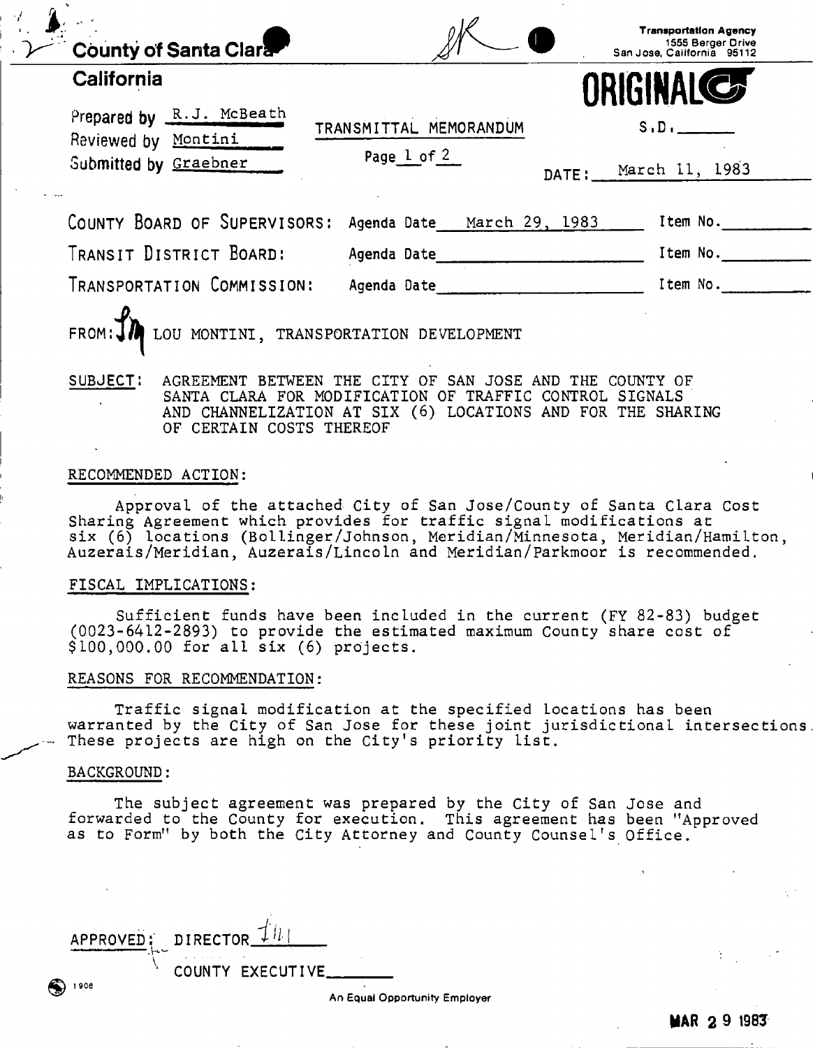County of Santa Clara

California

Transportation Agency
1555 Berger Drive
San Jose, California 95112

**ORIGINAL**

Prepared by R.J. McBeath
Reviewed by Montini
Submitted by Graebner

TRANSMITTAL MEMORANDUM

Page 1 of 2

S.D. ______

DATE: March 11, 1983

| | | |
|---|---|---|
| COUNTY BOARD OF SUPERVISORS: | Agenda Date March 29, 1983 | Item No. ______ |
| TRANSIT DISTRICT BOARD: | Agenda Date ______ | Item No. ______ |
| TRANSPORTATION COMMISSION: | Agenda Date ______ | Item No. ______ |

FROM: LOU MONTINI, TRANSPORTATION DEVELOPMENT

SUBJECT: AGREEMENT BETWEEN THE CITY OF SAN JOSE AND THE COUNTY OF SANTA CLARA FOR MODIFICATION OF TRAFFIC CONTROL SIGNALS AND CHANNELIZATION AT SIX (6) LOCATIONS AND FOR THE SHARING OF CERTAIN COSTS THEREOF

RECOMMENDED ACTION:

Approval of the attached City of San Jose/County of Santa Clara Cost Sharing Agreement which provides for traffic signal modifications at six (6) locations (Bollinger/Johnson, Meridian/Minnesota, Meridian/Hamilton, Auzerais/Meridian, Auzerais/Lincoln and Meridian/Parkmoor is recommended.

FISCAL IMPLICATIONS:

Sufficient funds have been included in the current (FY 82-83) budget (0023-6412-2893) to provide the estimated maximum County share cost of $100,000.00 for all six (6) projects.

REASONS FOR RECOMMENDATION:

Traffic signal modification at the specified locations has been warranted by the City of San Jose for these joint jurisdictional intersections. These projects are high on the City's priority list.

BACKGROUND:

The subject agreement was prepared by the City of San Jose and forwarded to the County for execution. This agreement has been "Approved as to Form" by both the City Attorney and County Counsel's Office.

APPROVED: DIRECTOR ______

COUNTY EXECUTIVE ______

An Equal Opportunity Employer

MAR 29 1983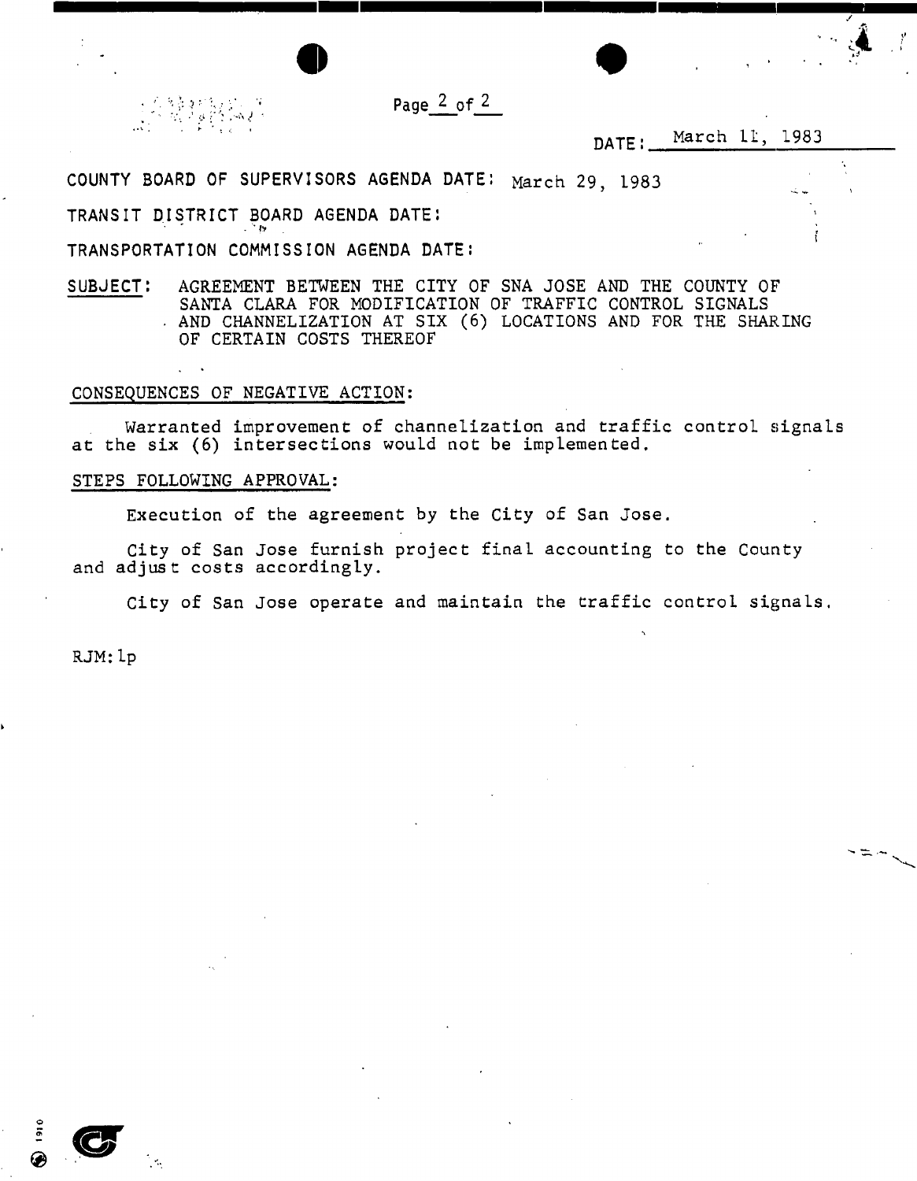DATE: March 11, 1983

COUNTY BOARD OF SUPERVISORS AGENDA DATE: March 29, 1983

TRANSIT DISTRICT BOARD AGENDA DATE:

TRANSPORTATION COMMISSION AGENDA DATE:

SUBJECT: AGREEMENT BETWEEN THE CITY OF SNA JOSE AND THE COUNTY OF SANTA CLARA FOR MODIFICATION OF TRAFFIC CONTROL SIGNALS AND CHANNELIZATION AT SIX (6) LOCATIONS AND FOR THE SHARING OF CERTAIN COSTS THEREOF

CONSEQUENCES OF NEGATIVE ACTION:

Warranted improvement of channelization and traffic control signals at the six (6) intersections would not be implemented.

STEPS FOLLOWING APPROVAL:

Execution of the agreement by the City of San Jose.

City of San Jose furnish project final accounting to the County and adjust costs accordingly.

City of San Jose operate and maintain the traffic control signals.

RJM:lp